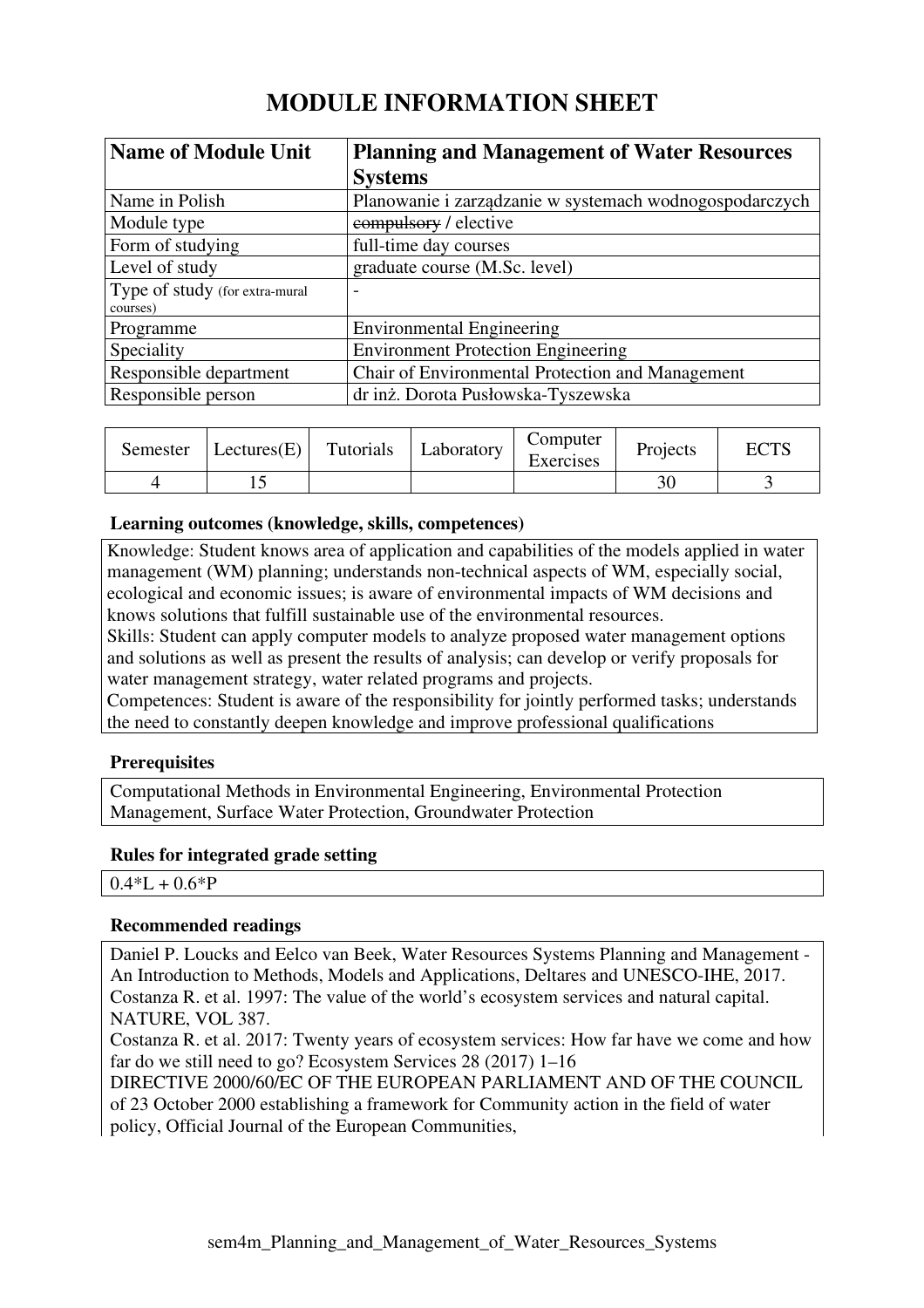# MODULE INFORMATION SHEET

| Name of Module Unit | Planning and Management of Water Resources Systems |
|---|---|
| Name in Polish | Planowanie i zarządzanie w systemach wodnogospodarczych |
| Module type | ~~compulsory~~ / elective |
| Form of studying | full-time day courses |
| Level of study | graduate course (M.Sc. level) |
| Type of study (for extra-mural courses) | - |
| Programme | Environmental Engineering |
| Speciality | Environment Protection Engineering |
| Responsible department | Chair of Environmental Protection and Management |
| Responsible person | dr inż. Dorota Pusłowska-Tyszewska |

| Semester | Lectures(E) | Tutorials | Laboratory | Computer Exercises | Projects | ECTS |
|---|---|---|---|---|---|---|
| 4 | 15 | | | | 30 | 3 |

### Learning outcomes (knowledge, skills, competences)

Knowledge: Student knows area of application and capabilities of the models applied in water management (WM) planning; understands non-technical aspects of WM, especially social, ecological and economic issues; is aware of environmental impacts of WM decisions and knows solutions that fulfill sustainable use of the environmental resources.
Skills: Student can apply computer models to analyze proposed water management options and solutions as well as present the results of analysis; can develop or verify proposals for water management strategy, water related programs and projects.
Competences: Student is aware of the responsibility for jointly performed tasks; understands the need to constantly deepen knowledge and improve professional qualifications

### Prerequisites

Computational Methods in Environmental Engineering, Environmental Protection Management, Surface Water Protection, Groundwater Protection

### Rules for integrated grade setting

0.4*L + 0.6*P

### Recommended readings

Daniel P. Loucks and Eelco van Beek, Water Resources Systems Planning and Management - An Introduction to Methods, Models and Applications, Deltares and UNESCO-IHE, 2017.
Costanza R. et al. 1997: The value of the world's ecosystem services and natural capital. NATURE, VOL 387.
Costanza R. et al. 2017: Twenty years of ecosystem services: How far have we come and how far do we still need to go? Ecosystem Services 28 (2017) 1–16
DIRECTIVE 2000/60/EC OF THE EUROPEAN PARLIAMENT AND OF THE COUNCIL of 23 October 2000 establishing a framework for Community action in the field of water policy, Official Journal of the European Communities,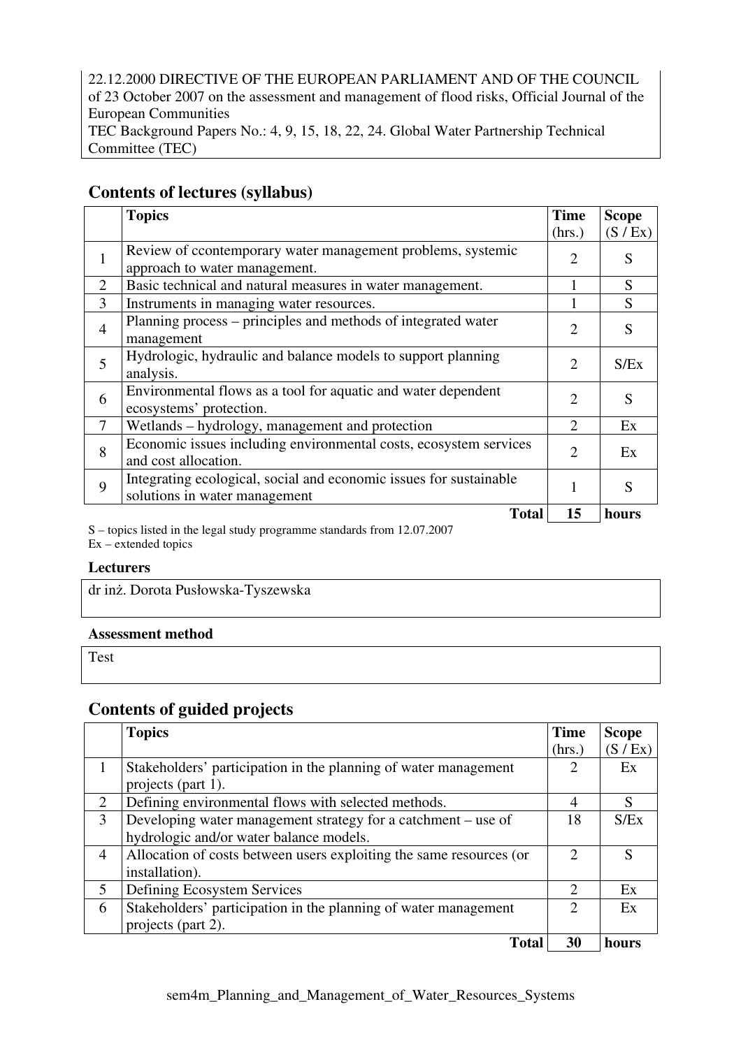22.12.2000 DIRECTIVE OF THE EUROPEAN PARLIAMENT AND OF THE COUNCIL of 23 October 2007 on the assessment and management of flood risks, Official Journal of the European Communities
TEC Background Papers No.: 4, 9, 15, 18, 22, 24. Global Water Partnership Technical Committee (TEC)

## Contents of lectures (syllabus)

| | Topics | Time (hrs.) | Scope (S / Ex) |
|---|---|---|---|
| 1 | Review of ccontemporary water management problems, systemic approach to water management. | 2 | S |
| 2 | Basic technical and natural measures in water management. | 1 | S |
| 3 | Instruments in managing water resources. | 1 | S |
| 4 | Planning process – principles and methods of integrated water management | 2 | S |
| 5 | Hydrologic, hydraulic and balance models to support planning analysis. | 2 | S/Ex |
| 6 | Environmental flows as a tool for aquatic and water dependent ecosystems' protection. | 2 | S |
| 7 | Wetlands – hydrology, management and protection | 2 | Ex |
| 8 | Economic issues including environmental costs, ecosystem services and cost allocation. | 2 | Ex |
| 9 | Integrating ecological, social and economic issues for sustainable solutions in water management | 1 | S |
| | **Total** | **15** | **hours** |

S – topics listed in the legal study programme standards from 12.07.2007
Ex – extended topics

### Lecturers

dr inż. Dorota Pusłowska-Tyszewska

### Assessment method

Test

## Contents of guided projects

| | Topics | Time (hrs.) | Scope (S / Ex) |
|---|---|---|---|
| 1 | Stakeholders' participation in the planning of water management projects (part 1). | 2 | Ex |
| 2 | Defining environmental flows with selected methods. | 4 | S |
| 3 | Developing water management strategy for a catchment – use of hydrologic and/or water balance models. | 18 | S/Ex |
| 4 | Allocation of costs between users exploiting the same resources (or installation). | 2 | S |
| 5 | Defining Ecosystem Services | 2 | Ex |
| 6 | Stakeholders' participation in the planning of water management projects (part 2). | 2 | Ex |
| | **Total** | **30** | **hours** |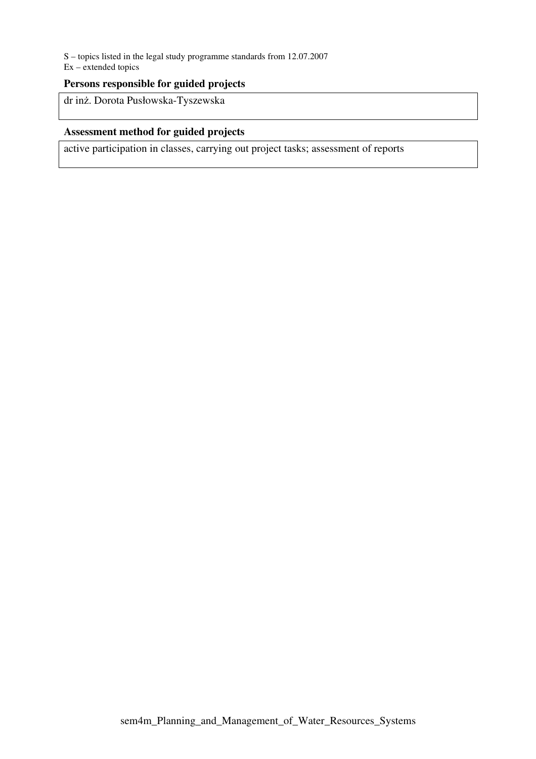S – topics listed in the legal study programme standards from 12.07.2007
Ex – extended topics

**Persons responsible for guided projects**

| |
|---|
| dr inż. Dorota Pusłowska-Tyszewska |

**Assessment method for guided projects**

| |
|---|
| active participation in classes, carrying out project tasks; assessment of reports |